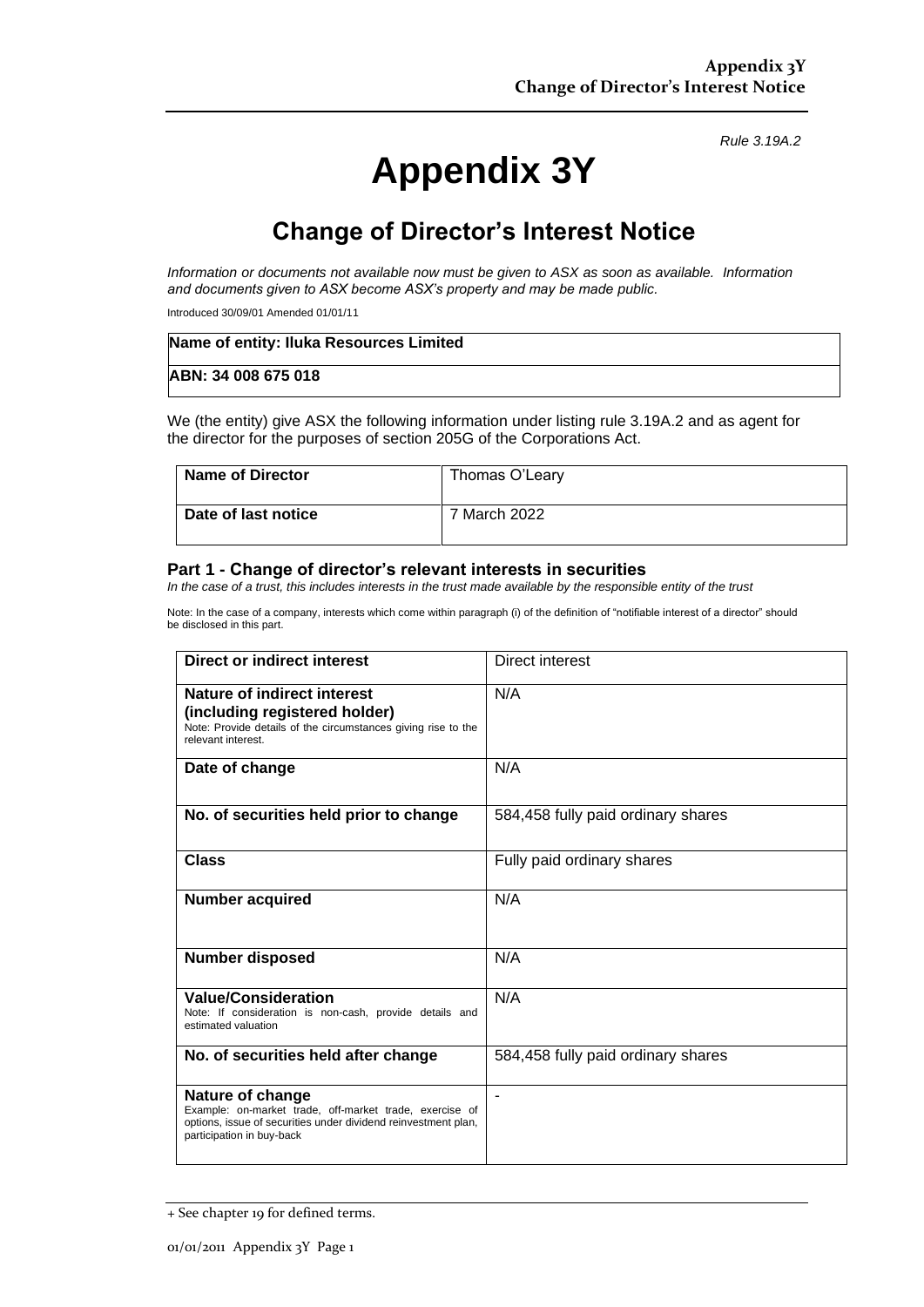Rule 3.19A.2

# Appendix 3Y

## Change of Director's Interest Notice

*Information or documents not available now must be given to ASX as soon as available. Information and documents given to ASX become ASX's property and may be made public.*

Introduced 30/09/01 Amended 01/01/11

| **Name of entity: Iluka Resources Limited** |
| --- |
| **ABN: 34 008 675 018** |

We (the entity) give ASX the following information under listing rule 3.19A.2 and as agent for the director for the purposes of section 205G of the Corporations Act.

| **Name of Director** | Thomas O'Leary |
| --- | --- |
| **Date of last notice** | 7 March 2022 |

### Part 1 - Change of director's relevant interests in securities

*In the case of a trust, this includes interests in the trust made available by the responsible entity of the trust*

Note: In the case of a company, interests which come within paragraph (i) of the definition of "notifiable interest of a director" should be disclosed in this part.

| **Direct or indirect interest** | Direct interest |
| --- | --- |
| **Nature of indirect interest (including registered holder)** Note: Provide details of the circumstances giving rise to the relevant interest. | N/A |
| **Date of change** | N/A |
| **No. of securities held prior to change** | 584,458 fully paid ordinary shares |
| **Class** | Fully paid ordinary shares |
| **Number acquired** | N/A |
| **Number disposed** | N/A |
| **Value/Consideration** Note: If consideration is non-cash, provide details and estimated valuation | N/A |
| **No. of securities held after change** | 584,458 fully paid ordinary shares |
| **Nature of change** Example: on-market trade, off-market trade, exercise of options, issue of securities under dividend reinvestment plan, participation in buy-back | - |

+ See chapter 19 for defined terms.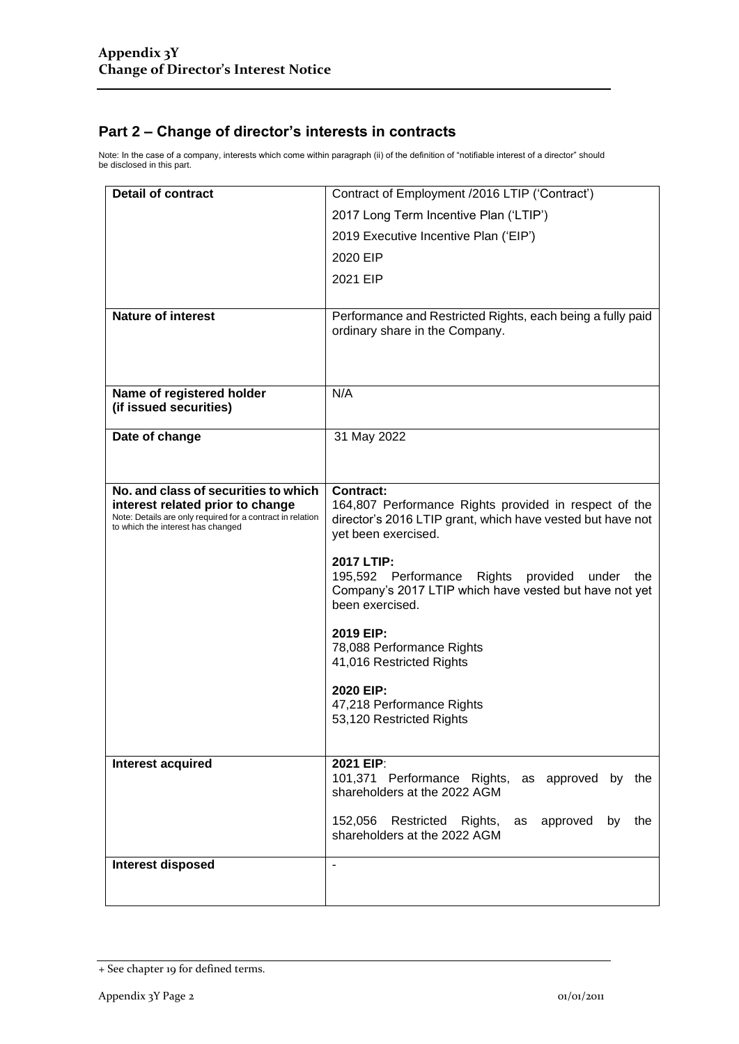## Part 2 – Change of director's interests in contracts

Note: In the case of a company, interests which come within paragraph (ii) of the definition of "notifiable interest of a director" should be disclosed in this part.

| | |
|---|---|
| **Detail of contract** | Contract of Employment /2016 LTIP ('Contract')<br>2017 Long Term Incentive Plan ('LTIP')<br>2019 Executive Incentive Plan ('EIP')<br>2020 EIP<br>2021 EIP |
| **Nature of interest** | Performance and Restricted Rights, each being a fully paid ordinary share in the Company. |
| **Name of registered holder (if issued securities)** | N/A |
| **Date of change** | 31 May 2022 |
| **No. and class of securities to which interest related prior to change**<br>Note: Details are only required for a contract in relation to which the interest has changed | **Contract:**<br>164,807 Performance Rights provided in respect of the director's 2016 LTIP grant, which have vested but have not yet been exercised.<br><br>**2017 LTIP:**<br>195,592 Performance Rights provided under the Company's 2017 LTIP which have vested but have not yet been exercised.<br><br>**2019 EIP:**<br>78,088 Performance Rights<br>41,016 Restricted Rights<br><br>**2020 EIP:**<br>47,218 Performance Rights<br>53,120 Restricted Rights |
| **Interest acquired** | **2021 EIP**:<br>101,371 Performance Rights, as approved by the shareholders at the 2022 AGM<br><br>152,056 Restricted Rights, as approved by the shareholders at the 2022 AGM |
| **Interest disposed** | - |

+ See chapter 19 for defined terms.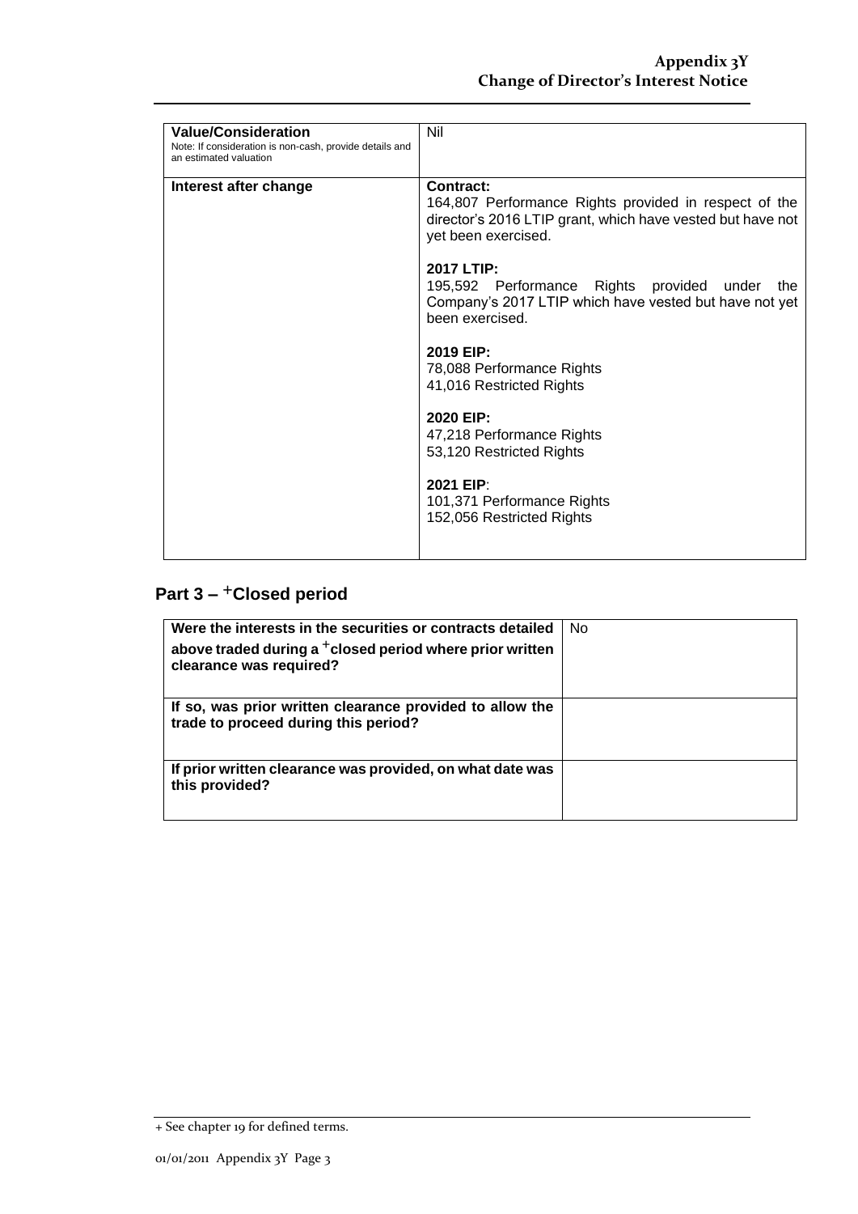| | |
|---|---|
| **Value/Consideration**<br>Note: If consideration is non-cash, provide details and an estimated valuation | Nil |
| **Interest after change** | **Contract:**<br>164,807 Performance Rights provided in respect of the director's 2016 LTIP grant, which have vested but have not yet been exercised.<br><br>**2017 LTIP:**<br>195,592 Performance Rights provided under the Company's 2017 LTIP which have vested but have not yet been exercised.<br><br>**2019 EIP:**<br>78,088 Performance Rights<br>41,016 Restricted Rights<br><br>**2020 EIP:**<br>47,218 Performance Rights<br>53,120 Restricted Rights<br><br>**2021 EIP**:<br>101,371 Performance Rights<br>152,056 Restricted Rights |

## Part 3 – +Closed period

| | |
|---|---|
| **Were the interests in the securities or contracts detailed above traded during a +closed period where prior written clearance was required?** | No |
| **If so, was prior written clearance provided to allow the trade to proceed during this period?** | |
| **If prior written clearance was provided, on what date was this provided?** | |

+ See chapter 19 for defined terms.